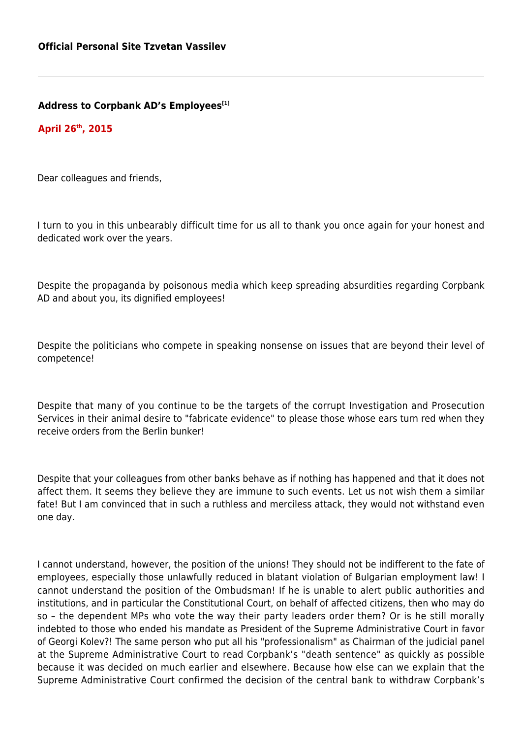**Official Personal Site Tzvetan Vassilev**

---

## Address to Corpbank AD's Employees[1]

**April 26th, 2015**

Dear colleagues and friends,

I turn to you in this unbearably difficult time for us all to thank you once again for your honest and dedicated work over the years.

Despite the propaganda by poisonous media which keep spreading absurdities regarding Corpbank AD and about you, its dignified employees!

Despite the politicians who compete in speaking nonsense on issues that are beyond their level of competence!

Despite that many of you continue to be the targets of the corrupt Investigation and Prosecution Services in their animal desire to "fabricate evidence" to please those whose ears turn red when they receive orders from the Berlin bunker!

Despite that your colleagues from other banks behave as if nothing has happened and that it does not affect them. It seems they believe they are immune to such events. Let us not wish them a similar fate! But I am convinced that in such a ruthless and merciless attack, they would not withstand even one day.

I cannot understand, however, the position of the unions! They should not be indifferent to the fate of employees, especially those unlawfully reduced in blatant violation of Bulgarian employment law! I cannot understand the position of the Ombudsman! If he is unable to alert public authorities and institutions, and in particular the Constitutional Court, on behalf of affected citizens, then who may do so – the dependent MPs who vote the way their party leaders order them? Or is he still morally indebted to those who ended his mandate as President of the Supreme Administrative Court in favor of Georgi Kolev?! The same person who put all his "professionalism" as Chairman of the judicial panel at the Supreme Administrative Court to read Corpbank's "death sentence" as quickly as possible because it was decided on much earlier and elsewhere. Because how else can we explain that the Supreme Administrative Court confirmed the decision of the central bank to withdraw Corpbank's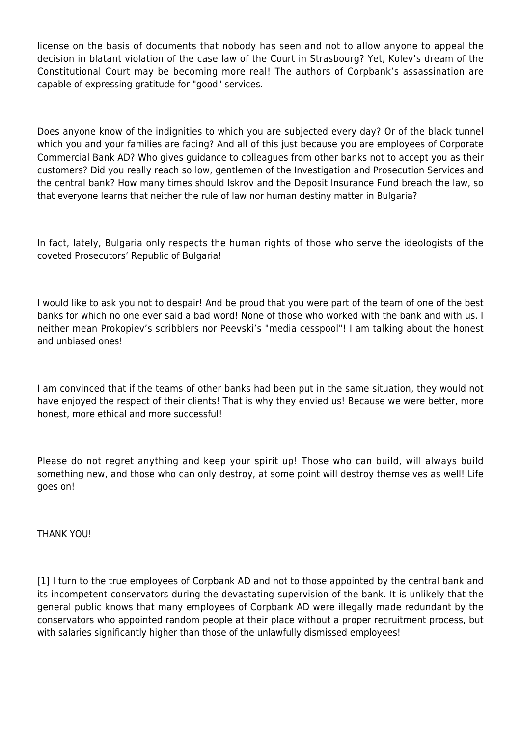license on the basis of documents that nobody has seen and not to allow anyone to appeal the decision in blatant violation of the case law of the Court in Strasbourg? Yet, Kolev's dream of the Constitutional Court may be becoming more real! The authors of Corpbank's assassination are capable of expressing gratitude for "good" services.

Does anyone know of the indignities to which you are subjected every day? Or of the black tunnel which you and your families are facing? And all of this just because you are employees of Corporate Commercial Bank AD? Who gives guidance to colleagues from other banks not to accept you as their customers? Did you really reach so low, gentlemen of the Investigation and Prosecution Services and the central bank? How many times should Iskrov and the Deposit Insurance Fund breach the law, so that everyone learns that neither the rule of law nor human destiny matter in Bulgaria?

In fact, lately, Bulgaria only respects the human rights of those who serve the ideologists of the coveted Prosecutors' Republic of Bulgaria!

I would like to ask you not to despair! And be proud that you were part of the team of one of the best banks for which no one ever said a bad word! None of those who worked with the bank and with us. I neither mean Prokopiev's scribblers nor Peevski's "media cesspool"! I am talking about the honest and unbiased ones!

I am convinced that if the teams of other banks had been put in the same situation, they would not have enjoyed the respect of their clients! That is why they envied us! Because we were better, more honest, more ethical and more successful!

Please do not regret anything and keep your spirit up! Those who can build, will always build something new, and those who can only destroy, at some point will destroy themselves as well! Life goes on!

THANK YOU!

[1] I turn to the true employees of Corpbank AD and not to those appointed by the central bank and its incompetent conservators during the devastating supervision of the bank. It is unlikely that the general public knows that many employees of Corpbank AD were illegally made redundant by the conservators who appointed random people at their place without a proper recruitment process, but with salaries significantly higher than those of the unlawfully dismissed employees!